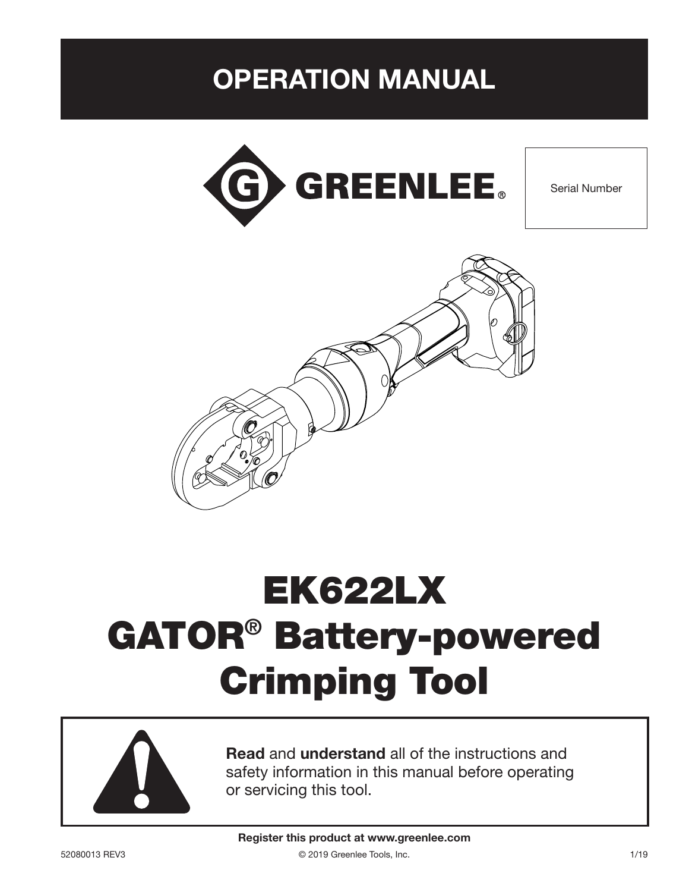# OPERATION MANUAL

GREENLEE®

Serial Number

# EK622LX
# GATOR® Battery-powered Crimping Tool

**Read** and **understand** all of the instructions and safety information in this manual before operating or servicing this tool.

**Register this product at www.greenlee.com**

52080013 REV3 © 2019 Greenlee Tools, Inc. 1/19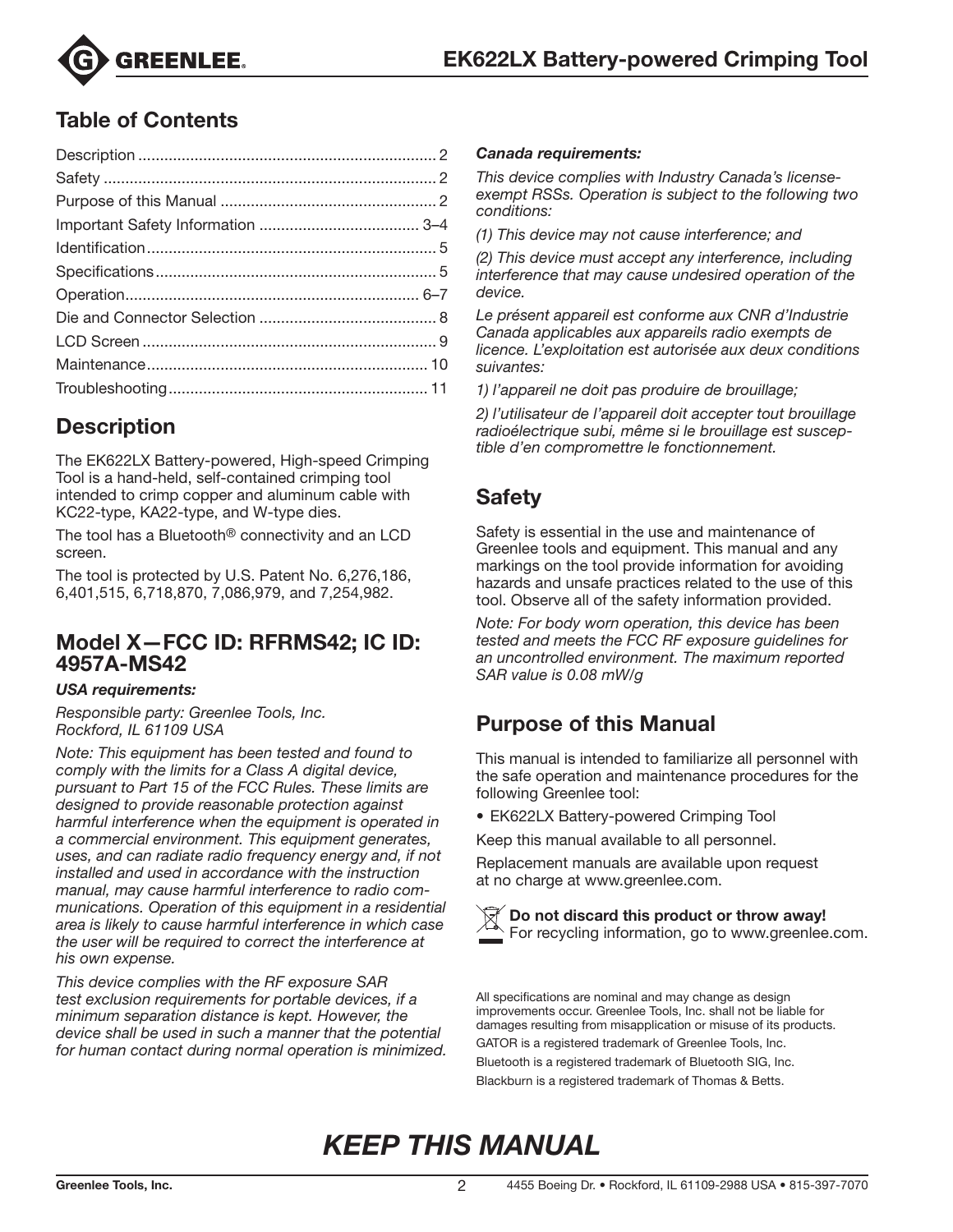## Table of Contents

| | |
|---|---|
| Description | 2 |
| Safety | 2 |
| Purpose of this Manual | 2 |
| Important Safety Information | 3–4 |
| Identification | 5 |
| Specifications | 5 |
| Operation | 6–7 |
| Die and Connector Selection | 8 |
| LCD Screen | 9 |
| Maintenance | 10 |
| Troubleshooting | 11 |

## Description

The EK622LX Battery-powered, High-speed Crimping Tool is a hand-held, self-contained crimping tool intended to crimp copper and aluminum cable with KC22-type, KA22-type, and W-type dies.

The tool has a Bluetooth® connectivity and an LCD screen.

The tool is protected by U.S. Patent No. 6,276,186, 6,401,515, 6,718,870, 7,086,979, and 7,254,982.

## Model X—FCC ID: RFRMS42; IC ID: 4957A-MS42

***USA requirements:***

*Responsible party: Greenlee Tools, Inc.*
*Rockford, IL 61109 USA*

*Note: This equipment has been tested and found to comply with the limits for a Class A digital device, pursuant to Part 15 of the FCC Rules. These limits are designed to provide reasonable protection against harmful interference when the equipment is operated in a commercial environment. This equipment generates, uses, and can radiate radio frequency energy and, if not installed and used in accordance with the instruction manual, may cause harmful interference to radio communications. Operation of this equipment in a residential area is likely to cause harmful interference in which case the user will be required to correct the interference at his own expense.*

*This device complies with the RF exposure SAR test exclusion requirements for portable devices, if a minimum separation distance is kept. However, the device shall be used in such a manner that the potential for human contact during normal operation is minimized.*

***Canada requirements:***

*This device complies with Industry Canada's license-exempt RSSs. Operation is subject to the following two conditions:*

*(1) This device may not cause interference; and*

*(2) This device must accept any interference, including interference that may cause undesired operation of the device.*

*Le présent appareil est conforme aux CNR d'Industrie Canada applicables aux appareils radio exempts de licence. L'exploitation est autorisée aux deux conditions suivantes:*

*1) l'appareil ne doit pas produire de brouillage;*

*2) l'utilisateur de l'appareil doit accepter tout brouillage radioélectrique subi, même si le brouillage est susceptible d'en compromettre le fonctionnement.*

## Safety

Safety is essential in the use and maintenance of Greenlee tools and equipment. This manual and any markings on the tool provide information for avoiding hazards and unsafe practices related to the use of this tool. Observe all of the safety information provided.

*Note: For body worn operation, this device has been tested and meets the FCC RF exposure guidelines for an uncontrolled environment. The maximum reported SAR value is 0.08 mW/g*

## Purpose of this Manual

This manual is intended to familiarize all personnel with the safe operation and maintenance procedures for the following Greenlee tool:

- EK622LX Battery-powered Crimping Tool

Keep this manual available to all personnel.

Replacement manuals are available upon request at no charge at www.greenlee.com.

**Do not discard this product or throw away!**
For recycling information, go to www.greenlee.com.

All specifications are nominal and may change as design improvements occur. Greenlee Tools, Inc. shall not be liable for damages resulting from misapplication or misuse of its products.

GATOR is a registered trademark of Greenlee Tools, Inc.

Bluetooth is a registered trademark of Bluetooth SIG, Inc.

Blackburn is a registered trademark of Thomas & Betts.

## *KEEP THIS MANUAL*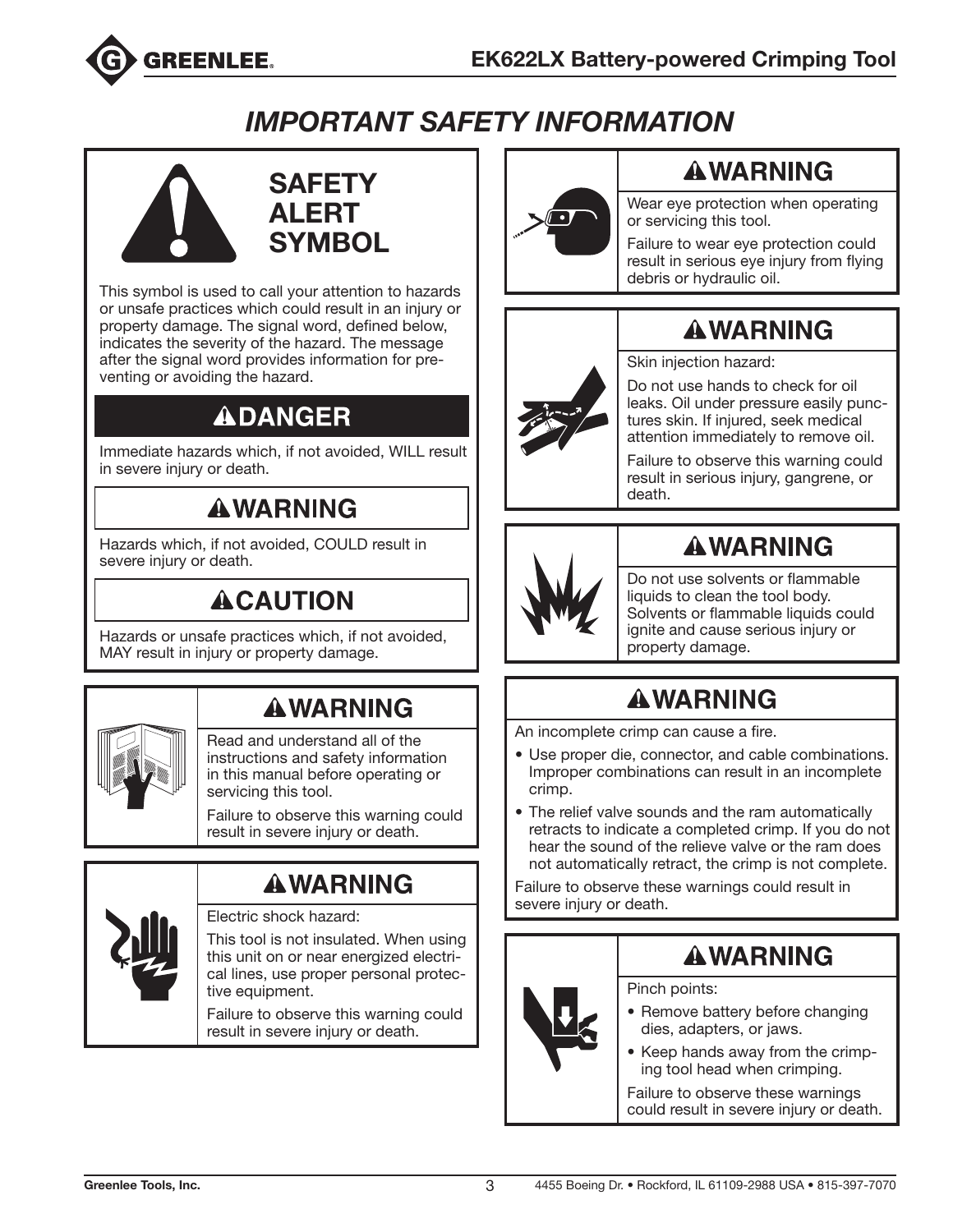# IMPORTANT SAFETY INFORMATION

## SAFETY ALERT SYMBOL

This symbol is used to call your attention to hazards or unsafe practices which could result in an injury or property damage. The signal word, defined below, indicates the severity of the hazard. The message after the signal word provides information for preventing or avoiding the hazard.

### ⚠DANGER

Immediate hazards which, if not avoided, WILL result in severe injury or death.

### ⚠WARNING

Hazards which, if not avoided, COULD result in severe injury or death.

### ⚠CAUTION

Hazards or unsafe practices which, if not avoided, MAY result in injury or property damage.

### ⚠WARNING

Read and understand all of the instructions and safety information in this manual before operating or servicing this tool.

Failure to observe this warning could result in severe injury or death.

### ⚠WARNING

Electric shock hazard:

This tool is not insulated. When using this unit on or near energized electrical lines, use proper personal protective equipment.

Failure to observe this warning could result in severe injury or death.

### ⚠WARNING

Wear eye protection when operating or servicing this tool.

Failure to wear eye protection could result in serious eye injury from flying debris or hydraulic oil.

### ⚠WARNING

Skin injection hazard:

Do not use hands to check for oil leaks. Oil under pressure easily punctures skin. If injured, seek medical attention immediately to remove oil.

Failure to observe this warning could result in serious injury, gangrene, or death.

### ⚠WARNING

Do not use solvents or flammable liquids to clean the tool body. Solvents or flammable liquids could ignite and cause serious injury or property damage.

### ⚠WARNING

An incomplete crimp can cause a fire.

- Use proper die, connector, and cable combinations. Improper combinations can result in an incomplete crimp.
- The relief valve sounds and the ram automatically retracts to indicate a completed crimp. If you do not hear the sound of the relieve valve or the ram does not automatically retract, the crimp is not complete.

Failure to observe these warnings could result in severe injury or death.

### ⚠WARNING

Pinch points:

- Remove battery before changing dies, adapters, or jaws.
- Keep hands away from the crimping tool head when crimping.

Failure to observe these warnings could result in severe injury or death.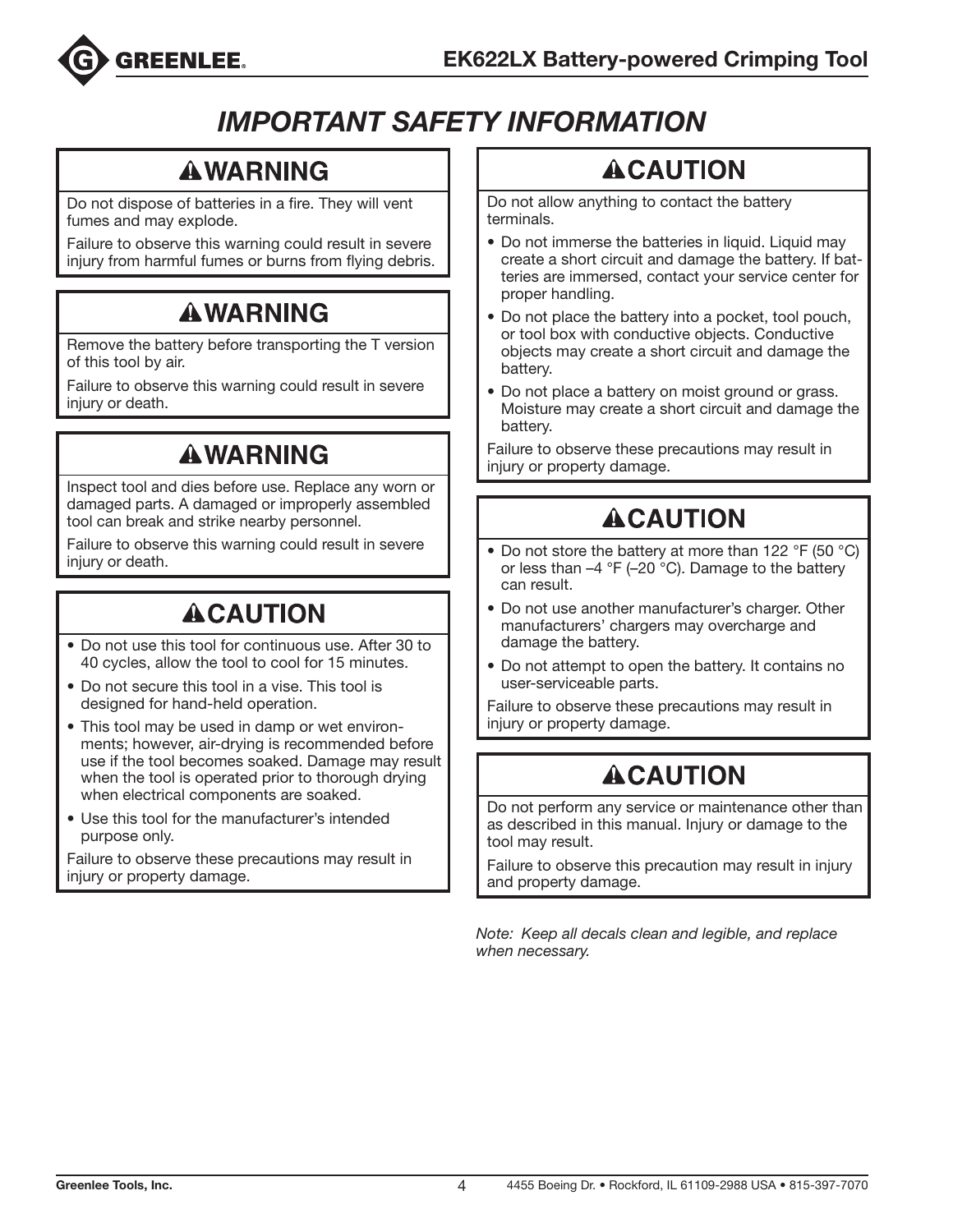# IMPORTANT SAFETY INFORMATION

## ⚠WARNING

Do not dispose of batteries in a fire. They will vent fumes and may explode.

Failure to observe this warning could result in severe injury from harmful fumes or burns from flying debris.

## ⚠WARNING

Remove the battery before transporting the T version of this tool by air.

Failure to observe this warning could result in severe injury or death.

## ⚠WARNING

Inspect tool and dies before use. Replace any worn or damaged parts. A damaged or improperly assembled tool can break and strike nearby personnel.

Failure to observe this warning could result in severe injury or death.

## ⚠CAUTION

- Do not use this tool for continuous use. After 30 to 40 cycles, allow the tool to cool for 15 minutes.
- Do not secure this tool in a vise. This tool is designed for hand-held operation.
- This tool may be used in damp or wet environments; however, air-drying is recommended before use if the tool becomes soaked. Damage may result when the tool is operated prior to thorough drying when electrical components are soaked.
- Use this tool for the manufacturer's intended purpose only.

Failure to observe these precautions may result in injury or property damage.

## ⚠CAUTION

Do not allow anything to contact the battery terminals.

- Do not immerse the batteries in liquid. Liquid may create a short circuit and damage the battery. If batteries are immersed, contact your service center for proper handling.
- Do not place the battery into a pocket, tool pouch, or tool box with conductive objects. Conductive objects may create a short circuit and damage the battery.
- Do not place a battery on moist ground or grass. Moisture may create a short circuit and damage the battery.

Failure to observe these precautions may result in injury or property damage.

## ⚠CAUTION

- Do not store the battery at more than 122 °F (50 °C) or less than –4 °F (–20 °C). Damage to the battery can result.
- Do not use another manufacturer's charger. Other manufacturers' chargers may overcharge and damage the battery.
- Do not attempt to open the battery. It contains no user-serviceable parts.

Failure to observe these precautions may result in injury or property damage.

## ⚠CAUTION

Do not perform any service or maintenance other than as described in this manual. Injury or damage to the tool may result.

Failure to observe this precaution may result in injury and property damage.

*Note: Keep all decals clean and legible, and replace when necessary.*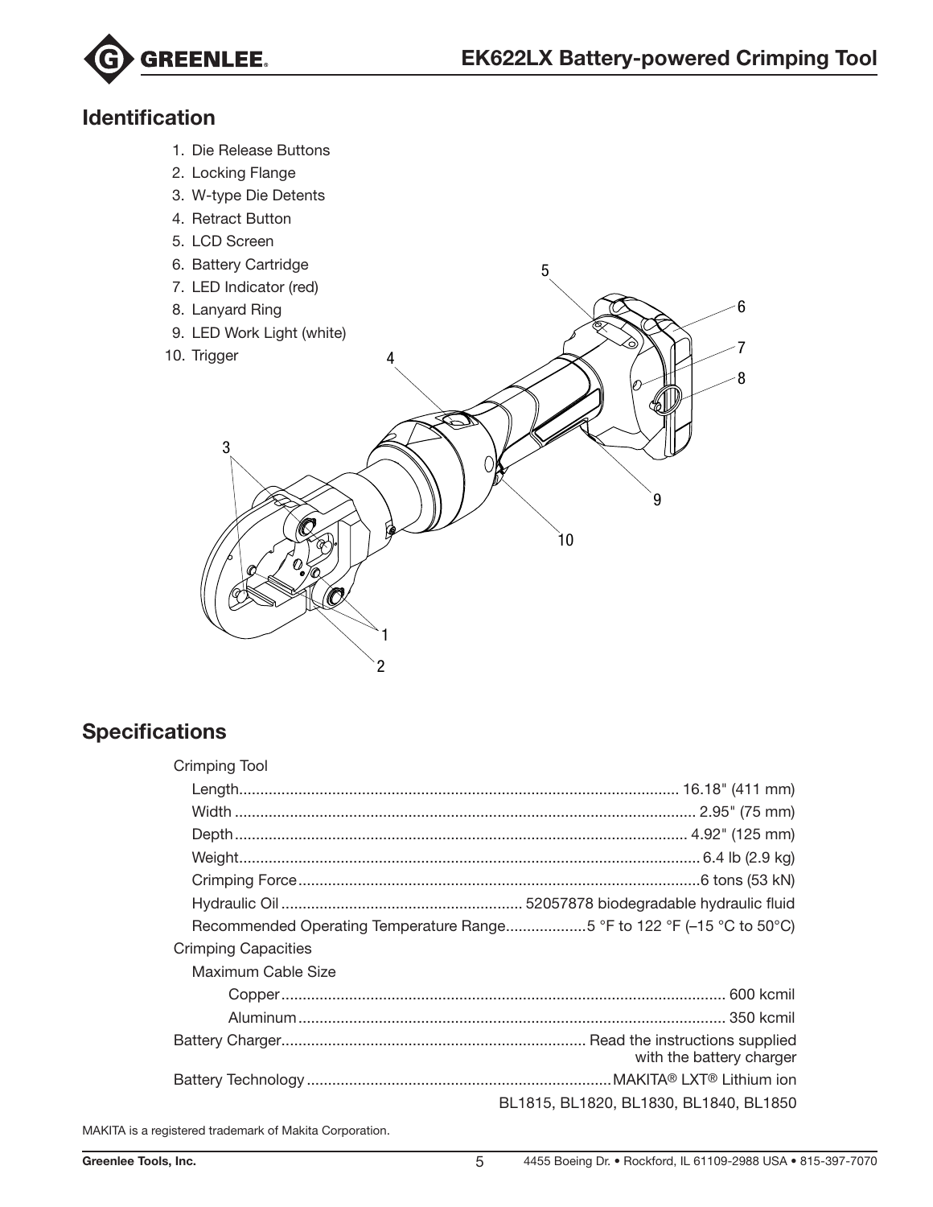## Identification

1. Die Release Buttons
2. Locking Flange
3. W-type Die Detents
4. Retract Button
5. LCD Screen
6. Battery Cartridge
7. LED Indicator (red)
8. Lanyard Ring
9. LED Work Light (white)
10. Trigger

## Specifications

| | |
|---|---|
| **Crimping Tool** | |
| Length | 16.18" (411 mm) |
| Width | 2.95" (75 mm) |
| Depth | 4.92" (125 mm) |
| Weight | 6.4 lb (2.9 kg) |
| Crimping Force | 6 tons (53 kN) |
| Hydraulic Oil | 52057878 biodegradable hydraulic fluid |
| Recommended Operating Temperature Range | 5 °F to 122 °F (–15 °C to 50°C) |
| **Crimping Capacities** | |
| Maximum Cable Size | |
| Copper | 600 kcmil |
| Aluminum | 350 kcmil |
| Battery Charger | Read the instructions supplied with the battery charger |
| Battery Technology | MAKITA® LXT® Lithium ion BL1815, BL1820, BL1830, BL1840, BL1850 |

MAKITA is a registered trademark of Makita Corporation.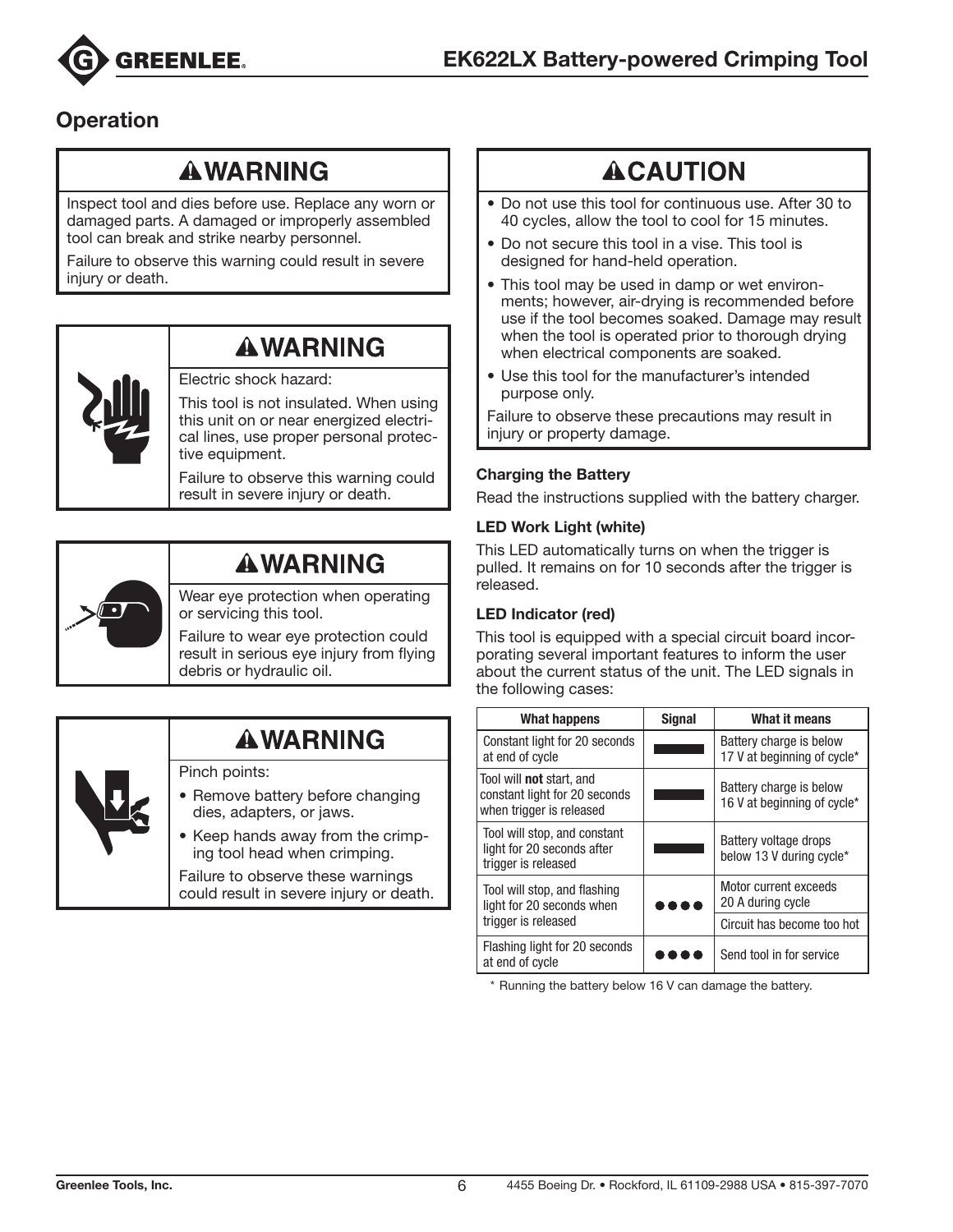## Operation

### ⚠WARNING

Inspect tool and dies before use. Replace any worn or damaged parts. A damaged or improperly assembled tool can break and strike nearby personnel.

Failure to observe this warning could result in severe injury or death.

### ⚠WARNING

Electric shock hazard:

This tool is not insulated. When using this unit on or near energized electrical lines, use proper personal protective equipment.

Failure to observe this warning could result in severe injury or death.

### ⚠WARNING

Wear eye protection when operating or servicing this tool.

Failure to wear eye protection could result in serious eye injury from flying debris or hydraulic oil.

### ⚠WARNING

Pinch points:

- Remove battery before changing dies, adapters, or jaws.
- Keep hands away from the crimping tool head when crimping.

Failure to observe these warnings could result in severe injury or death.

### ⚠CAUTION

- Do not use this tool for continuous use. After 30 to 40 cycles, allow the tool to cool for 15 minutes.
- Do not secure this tool in a vise. This tool is designed for hand-held operation.
- This tool may be used in damp or wet environments; however, air-drying is recommended before use if the tool becomes soaked. Damage may result when the tool is operated prior to thorough drying when electrical components are soaked.
- Use this tool for the manufacturer's intended purpose only.

Failure to observe these precautions may result in injury or property damage.

**Charging the Battery**

Read the instructions supplied with the battery charger.

**LED Work Light (white)**

This LED automatically turns on when the trigger is pulled. It remains on for 10 seconds after the trigger is released.

**LED Indicator (red)**

This tool is equipped with a special circuit board incorporating several important features to inform the user about the current status of the unit. The LED signals in the following cases:

| What happens | Signal | What it means |
|---|---|---|
| Constant light for 20 seconds at end of cycle | ▬ | Battery charge is below 17 V at beginning of cycle* |
| Tool will **not** start, and constant light for 20 seconds when trigger is released | ▬ | Battery charge is below 16 V at beginning of cycle* |
| Tool will stop, and constant light for 20 seconds after trigger is released | ▬ | Battery voltage drops below 13 V during cycle* |
| Tool will stop, and flashing light for 20 seconds when trigger is released | ●●●● | Motor current exceeds 20 A during cycle |
| | | Circuit has become too hot |
| Flashing light for 20 seconds at end of cycle | ●●●● | Send tool in for service |

\* Running the battery below 16 V can damage the battery.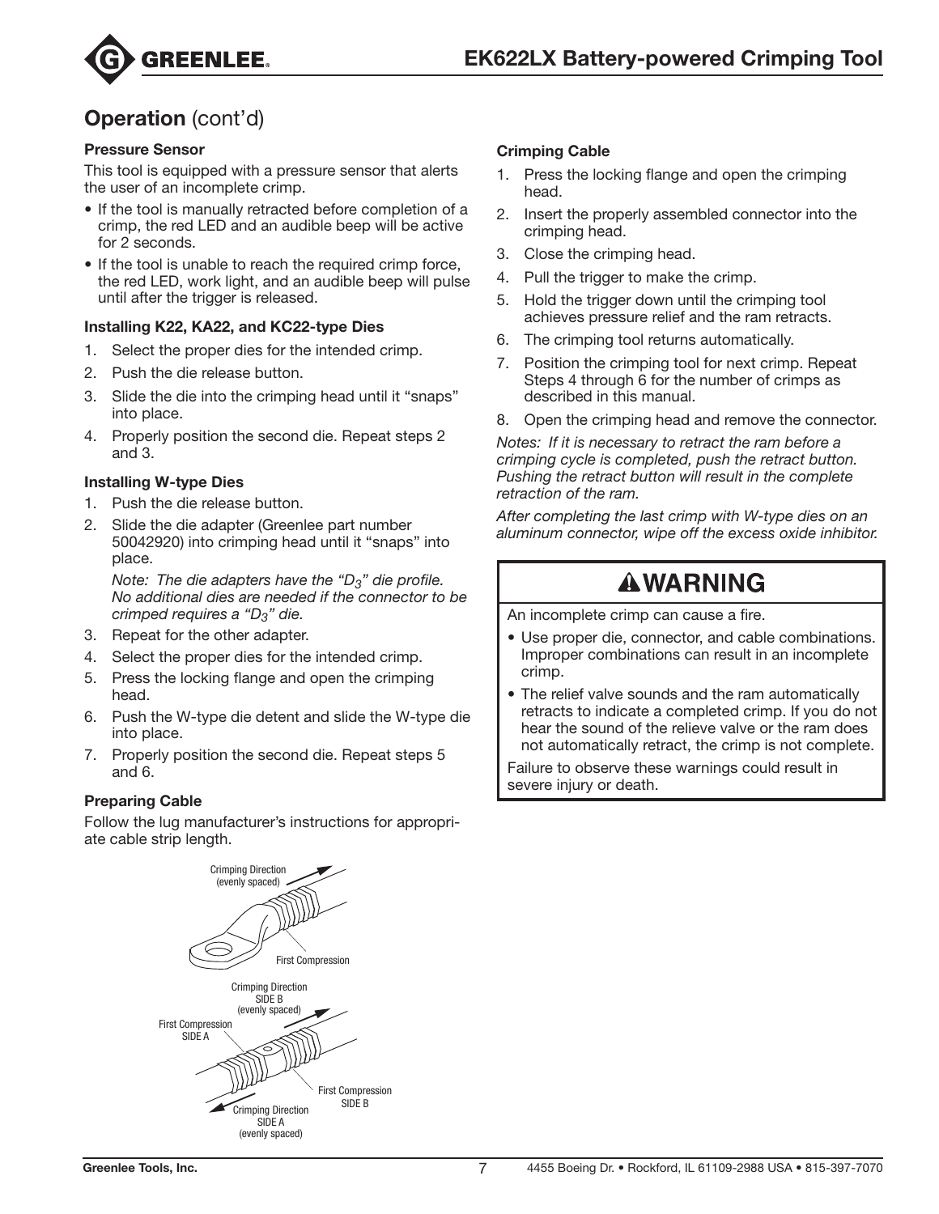## Operation (cont'd)

### Pressure Sensor

This tool is equipped with a pressure sensor that alerts the user of an incomplete crimp.

- If the tool is manually retracted before completion of a crimp, the red LED and an audible beep will be active for 2 seconds.
- If the tool is unable to reach the required crimp force, the red LED, work light, and an audible beep will pulse until after the trigger is released.

### Installing K22, KA22, and KC22-type Dies

1. Select the proper dies for the intended crimp.
2. Push the die release button.
3. Slide the die into the crimping head until it "snaps" into place.
4. Properly position the second die. Repeat steps 2 and 3.

### Installing W-type Dies

1. Push the die release button.
2. Slide the die adapter (Greenlee part number 50042920) into crimping head until it "snaps" into place.

   *Note: The die adapters have the "$D_3$" die profile. No additional dies are needed if the connector to be crimped requires a "$D_3$" die.*
3. Repeat for the other adapter.
4. Select the proper dies for the intended crimp.
5. Press the locking flange and open the crimping head.
6. Push the W-type die detent and slide the W-type die into place.
7. Properly position the second die. Repeat steps 5 and 6.

### Preparing Cable

Follow the lug manufacturer's instructions for appropriate cable strip length.

Crimping Direction (evenly spaced)

First Compression

Crimping Direction SIDE B (evenly spaced)

First Compression SIDE A

First Compression SIDE B

Crimping Direction SIDE A (evenly spaced)

### Crimping Cable

1. Press the locking flange and open the crimping head.
2. Insert the properly assembled connector into the crimping head.
3. Close the crimping head.
4. Pull the trigger to make the crimp.
5. Hold the trigger down until the crimping tool achieves pressure relief and the ram retracts.
6. The crimping tool returns automatically.
7. Position the crimping tool for next crimp. Repeat Steps 4 through 6 for the number of crimps as described in this manual.
8. Open the crimping head and remove the connector.

*Notes: If it is necessary to retract the ram before a crimping cycle is completed, push the retract button. Pushing the retract button will result in the complete retraction of the ram.*

*After completing the last crimp with W-type dies on an aluminum connector, wipe off the excess oxide inhibitor.*

**⚠WARNING**

An incomplete crimp can cause a fire.

- Use proper die, connector, and cable combinations. Improper combinations can result in an incomplete crimp.
- The relief valve sounds and the ram automatically retracts to indicate a completed crimp. If you do not hear the sound of the relieve valve or the ram does not automatically retract, the crimp is not complete.

Failure to observe these warnings could result in severe injury or death.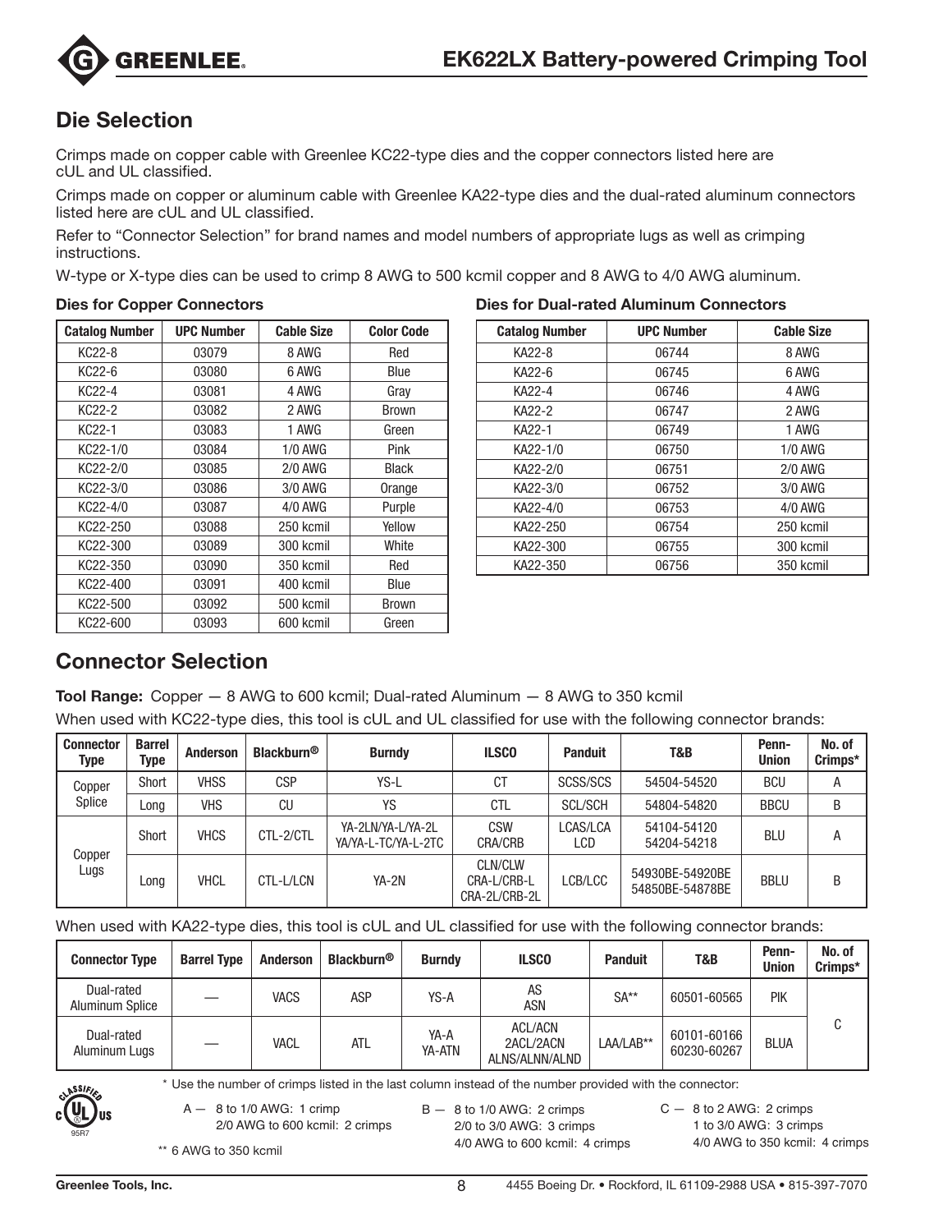## Die Selection

Crimps made on copper cable with Greenlee KC22-type dies and the copper connectors listed here are cUL and UL classified.

Crimps made on copper or aluminum cable with Greenlee KA22-type dies and the dual-rated aluminum connectors listed here are cUL and UL classified.

Refer to "Connector Selection" for brand names and model numbers of appropriate lugs as well as crimping instructions.

W-type or X-type dies can be used to crimp 8 AWG to 500 kcmil copper and 8 AWG to 4/0 AWG aluminum.

### Dies for Copper Connectors

| Catalog Number | UPC Number | Cable Size | Color Code |
|---|---|---|---|
| KC22-8 | 03079 | 8 AWG | Red |
| KC22-6 | 03080 | 6 AWG | Blue |
| KC22-4 | 03081 | 4 AWG | Gray |
| KC22-2 | 03082 | 2 AWG | Brown |
| KC22-1 | 03083 | 1 AWG | Green |
| KC22-1/0 | 03084 | 1/0 AWG | Pink |
| KC22-2/0 | 03085 | 2/0 AWG | Black |
| KC22-3/0 | 03086 | 3/0 AWG | Orange |
| KC22-4/0 | 03087 | 4/0 AWG | Purple |
| KC22-250 | 03088 | 250 kcmil | Yellow |
| KC22-300 | 03089 | 300 kcmil | White |
| KC22-350 | 03090 | 350 kcmil | Red |
| KC22-400 | 03091 | 400 kcmil | Blue |
| KC22-500 | 03092 | 500 kcmil | Brown |
| KC22-600 | 03093 | 600 kcmil | Green |

### Dies for Dual-rated Aluminum Connectors

| Catalog Number | UPC Number | Cable Size |
|---|---|---|
| KA22-8 | 06744 | 8 AWG |
| KA22-6 | 06745 | 6 AWG |
| KA22-4 | 06746 | 4 AWG |
| KA22-2 | 06747 | 2 AWG |
| KA22-1 | 06749 | 1 AWG |
| KA22-1/0 | 06750 | 1/0 AWG |
| KA22-2/0 | 06751 | 2/0 AWG |
| KA22-3/0 | 06752 | 3/0 AWG |
| KA22-4/0 | 06753 | 4/0 AWG |
| KA22-250 | 06754 | 250 kcmil |
| KA22-300 | 06755 | 300 kcmil |
| KA22-350 | 06756 | 350 kcmil |

## Connector Selection

**Tool Range:** Copper — 8 AWG to 600 kcmil; Dual-rated Aluminum — 8 AWG to 350 kcmil

When used with KC22-type dies, this tool is cUL and UL classified for use with the following connector brands:

| Connector Type | Barrel Type | Anderson | Blackburn® | Burndy | ILSCO | Panduit | T&B | Penn-Union | No. of Crimps* |
|---|---|---|---|---|---|---|---|---|---|
| Copper Splice | Short | VHSS | CSP | YS-L | CT | SCSS/SCS | 54504-54520 | BCU | A |
| | Long | VHS | CU | YS | CTL | SCL/SCH | 54804-54820 | BBCU | B |
| Copper Lugs | Short | VHCS | CTL-2/CTL | YA-2LN/YA-L/YA-2L YA/YA-L-TC/YA-L-2TC | CSW CRA/CRB | LCAS/LCA LCD | 54104-54120 54204-54218 | BLU | A |
| | Long | VHCL | CTL-L/LCN | YA-2N | CLN/CLW CRA-L/CRB-L CRA-2L/CRB-2L | LCB/LCC | 54930BE-54920BE 54850BE-54878BE | BBLU | B |

When used with KA22-type dies, this tool is cUL and UL classified for use with the following connector brands:

| Connector Type | Barrel Type | Anderson | Blackburn® | Burndy | ILSCO | Panduit | T&B | Penn-Union | No. of Crimps* |
|---|---|---|---|---|---|---|---|---|---|
| Dual-rated Aluminum Splice | — | VACS | ASP | YS-A | AS ASN | SA** | 60501-60565 | PIK | C |
| Dual-rated Aluminum Lugs | — | VACL | ATL | YA-A YA-ATN | ACL/ACN 2ACL/2ACN ALNS/ALNN/ALND | LAA/LAB** | 60101-60166 60230-60267 | BLUA | |

\* Use the number of crimps listed in the last column instead of the number provided with the connector:

A — 8 to 1/0 AWG: 1 crimp
2/0 AWG to 600 kcmil: 2 crimps

B — 8 to 1/0 AWG: 2 crimps
2/0 to 3/0 AWG: 3 crimps
4/0 AWG to 600 kcmil: 4 crimps

C — 8 to 2 AWG: 2 crimps
1 to 3/0 AWG: 3 crimps
4/0 AWG to 350 kcmil: 4 crimps

** 6 AWG to 350 kcmil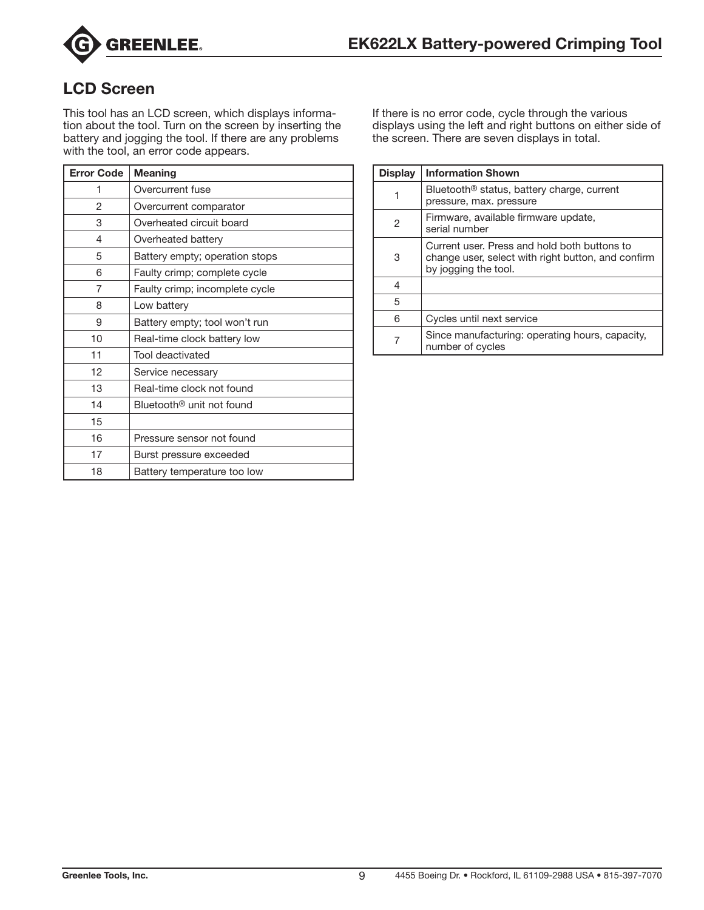## LCD Screen

This tool has an LCD screen, which displays information about the tool. Turn on the screen by inserting the battery and jogging the tool. If there are any problems with the tool, an error code appears.

| Error Code | Meaning |
|---|---|
| 1 | Overcurrent fuse |
| 2 | Overcurrent comparator |
| 3 | Overheated circuit board |
| 4 | Overheated battery |
| 5 | Battery empty; operation stops |
| 6 | Faulty crimp; complete cycle |
| 7 | Faulty crimp; incomplete cycle |
| 8 | Low battery |
| 9 | Battery empty; tool won't run |
| 10 | Real-time clock battery low |
| 11 | Tool deactivated |
| 12 | Service necessary |
| 13 | Real-time clock not found |
| 14 | Bluetooth® unit not found |
| 15 | |
| 16 | Pressure sensor not found |
| 17 | Burst pressure exceeded |
| 18 | Battery temperature too low |

If there is no error code, cycle through the various displays using the left and right buttons on either side of the screen. There are seven displays in total.

| Display | Information Shown |
|---|---|
| 1 | Bluetooth® status, battery charge, current pressure, max. pressure |
| 2 | Firmware, available firmware update, serial number |
| 3 | Current user. Press and hold both buttons to change user, select with right button, and confirm by jogging the tool. |
| 4 | |
| 5 | |
| 6 | Cycles until next service |
| 7 | Since manufacturing: operating hours, capacity, number of cycles |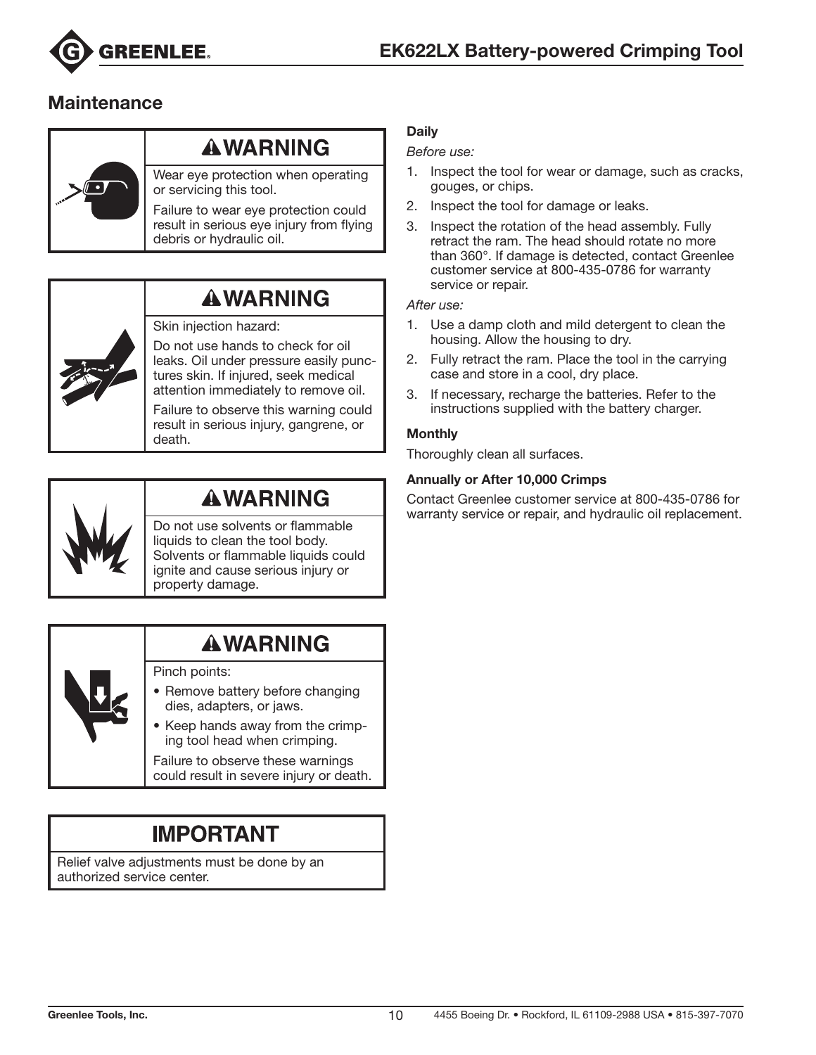## Maintenance

**⚠WARNING**

Wear eye protection when operating or servicing this tool.

Failure to wear eye protection could result in serious eye injury from flying debris or hydraulic oil.

**⚠WARNING**

Skin injection hazard:

Do not use hands to check for oil leaks. Oil under pressure easily punctures skin. If injured, seek medical attention immediately to remove oil.

Failure to observe this warning could result in serious injury, gangrene, or death.

**⚠WARNING**

Do not use solvents or flammable liquids to clean the tool body. Solvents or flammable liquids could ignite and cause serious injury or property damage.

**⚠WARNING**

Pinch points:

- Remove battery before changing dies, adapters, or jaws.
- Keep hands away from the crimping tool head when crimping.

Failure to observe these warnings could result in severe injury or death.

**IMPORTANT**

Relief valve adjustments must be done by an authorized service center.

### Daily

*Before use:*

1. Inspect the tool for wear or damage, such as cracks, gouges, or chips.
2. Inspect the tool for damage or leaks.
3. Inspect the rotation of the head assembly. Fully retract the ram. The head should rotate no more than 360°. If damage is detected, contact Greenlee customer service at 800-435-0786 for warranty service or repair.

*After use:*

1. Use a damp cloth and mild detergent to clean the housing. Allow the housing to dry.
2. Fully retract the ram. Place the tool in the carrying case and store in a cool, dry place.
3. If necessary, recharge the batteries. Refer to the instructions supplied with the battery charger.

### Monthly

Thoroughly clean all surfaces.

### Annually or After 10,000 Crimps

Contact Greenlee customer service at 800-435-0786 for warranty service or repair, and hydraulic oil replacement.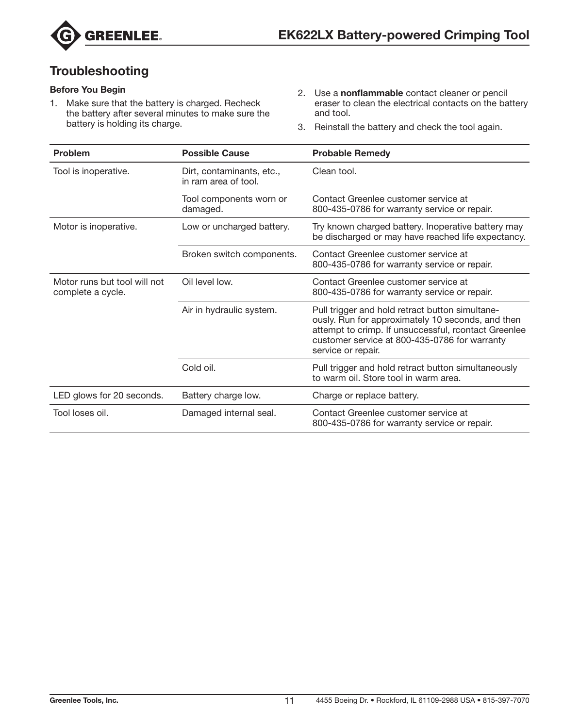## Troubleshooting

**Before You Begin**

1. Make sure that the battery is charged. Recheck the battery after several minutes to make sure the battery is holding its charge.
2. Use a **nonflammable** contact cleaner or pencil eraser to clean the electrical contacts on the battery and tool.
3. Reinstall the battery and check the tool again.

| Problem | Possible Cause | Probable Remedy |
| --- | --- | --- |
| Tool is inoperative. | Dirt, contaminants, etc., in ram area of tool. | Clean tool. |
| | Tool components worn or damaged. | Contact Greenlee customer service at 800-435-0786 for warranty service or repair. |
| Motor is inoperative. | Low or uncharged battery. | Try known charged battery. Inoperative battery may be discharged or may have reached life expectancy. |
| | Broken switch components. | Contact Greenlee customer service at 800-435-0786 for warranty service or repair. |
| Motor runs but tool will not complete a cycle. | Oil level low. | Contact Greenlee customer service at 800-435-0786 for warranty service or repair. |
| | Air in hydraulic system. | Pull trigger and hold retract button simultaneously. Run for approximately 10 seconds, and then attempt to crimp. If unsuccessful, rcontact Greenlee customer service at 800-435-0786 for warranty service or repair. |
| | Cold oil. | Pull trigger and hold retract button simultaneously to warm oil. Store tool in warm area. |
| LED glows for 20 seconds. | Battery charge low. | Charge or replace battery. |
| Tool loses oil. | Damaged internal seal. | Contact Greenlee customer service at 800-435-0786 for warranty service or repair. |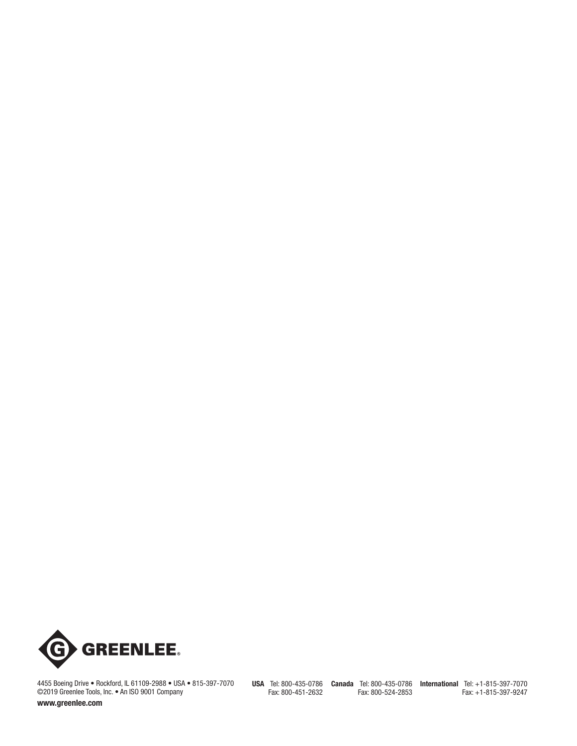GREENLEE®

4455 Boeing Drive • Rockford, IL 61109-2988 • USA • 815-397-7070
©2019 Greenlee Tools, Inc. • An ISO 9001 Company

**www.greenlee.com**

**USA** Tel: 800-435-0786
Fax: 800-451-2632

**Canada** Tel: 800-435-0786
Fax: 800-524-2853

**International** Tel: +1-815-397-7070
Fax: +1-815-397-9247